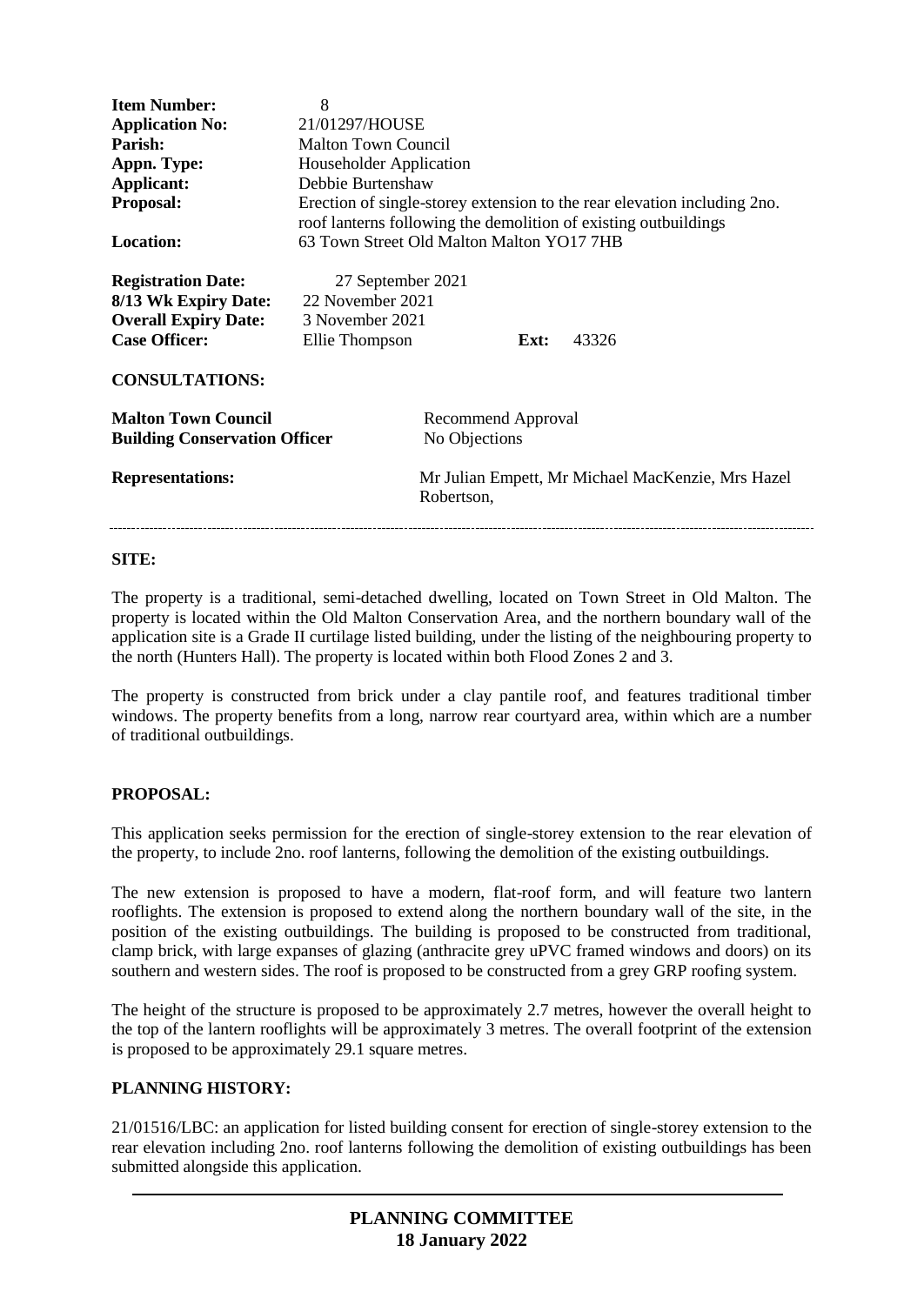| | |
|---|---|
| **Item Number:** | 8 |
| **Application No:** | 21/01297/HOUSE |
| **Parish:** | Malton Town Council |
| **Appn. Type:** | Householder Application |
| **Applicant:** | Debbie Burtenshaw |
| **Proposal:** | Erection of single-storey extension to the rear elevation including 2no. roof lanterns following the demolition of existing outbuildings |
| **Location:** | 63 Town Street Old Malton Malton YO17 7HB |

| | | | |
|---|---|---|---|
| **Registration Date:** | 27 September 2021 | | |
| **8/13 Wk Expiry Date:** | 22 November 2021 | | |
| **Overall Expiry Date:** | 3 November 2021 | | |
| **Case Officer:** | Ellie Thompson | **Ext:** | 43326 |

**CONSULTATIONS:**

| | |
|---|---|
| **Malton Town Council** | Recommend Approval |
| **Building Conservation Officer** | No Objections |
| **Representations:** | Mr Julian Empett, Mr Michael MacKenzie, Mrs Hazel Robertson, |

---

## SITE:

The property is a traditional, semi-detached dwelling, located on Town Street in Old Malton. The property is located within the Old Malton Conservation Area, and the northern boundary wall of the application site is a Grade II curtilage listed building, under the listing of the neighbouring property to the north (Hunters Hall). The property is located within both Flood Zones 2 and 3.

The property is constructed from brick under a clay pantile roof, and features traditional timber windows. The property benefits from a long, narrow rear courtyard area, within which are a number of traditional outbuildings.

## PROPOSAL:

This application seeks permission for the erection of single-storey extension to the rear elevation of the property, to include 2no. roof lanterns, following the demolition of the existing outbuildings.

The new extension is proposed to have a modern, flat-roof form, and will feature two lantern rooflights. The extension is proposed to extend along the northern boundary wall of the site, in the position of the existing outbuildings. The building is proposed to be constructed from traditional, clamp brick, with large expanses of glazing (anthracite grey uPVC framed windows and doors) on its southern and western sides. The roof is proposed to be constructed from a grey GRP roofing system.

The height of the structure is proposed to be approximately 2.7 metres, however the overall height to the top of the lantern rooflights will be approximately 3 metres. The overall footprint of the extension is proposed to be approximately 29.1 square metres.

## PLANNING HISTORY:

21/01516/LBC: an application for listed building consent for erection of single-storey extension to the rear elevation including 2no. roof lanterns following the demolition of existing outbuildings has been submitted alongside this application.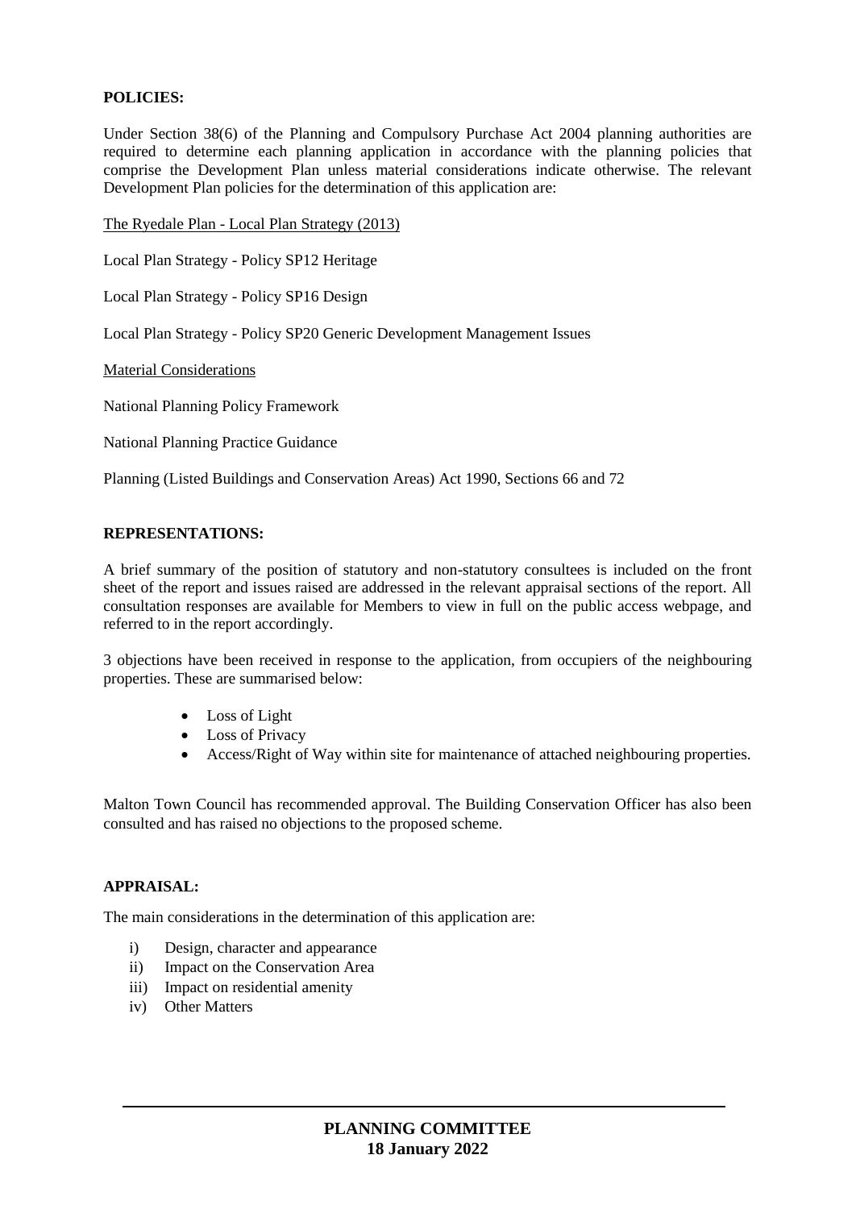**POLICIES:**

Under Section 38(6) of the Planning and Compulsory Purchase Act 2004 planning authorities are required to determine each planning application in accordance with the planning policies that comprise the Development Plan unless material considerations indicate otherwise. The relevant Development Plan policies for the determination of this application are:

The Ryedale Plan - Local Plan Strategy (2013)

Local Plan Strategy - Policy SP12 Heritage

Local Plan Strategy - Policy SP16 Design

Local Plan Strategy - Policy SP20 Generic Development Management Issues

Material Considerations

National Planning Policy Framework

National Planning Practice Guidance

Planning (Listed Buildings and Conservation Areas) Act 1990, Sections 66 and 72

**REPRESENTATIONS:**

A brief summary of the position of statutory and non-statutory consultees is included on the front sheet of the report and issues raised are addressed in the relevant appraisal sections of the report. All consultation responses are available for Members to view in full on the public access webpage, and referred to in the report accordingly.

3 objections have been received in response to the application, from occupiers of the neighbouring properties. These are summarised below:

- Loss of Light
- Loss of Privacy
- Access/Right of Way within site for maintenance of attached neighbouring properties.

Malton Town Council has recommended approval. The Building Conservation Officer has also been consulted and has raised no objections to the proposed scheme.

**APPRAISAL:**

The main considerations in the determination of this application are:

i) Design, character and appearance
ii) Impact on the Conservation Area
iii) Impact on residential amenity
iv) Other Matters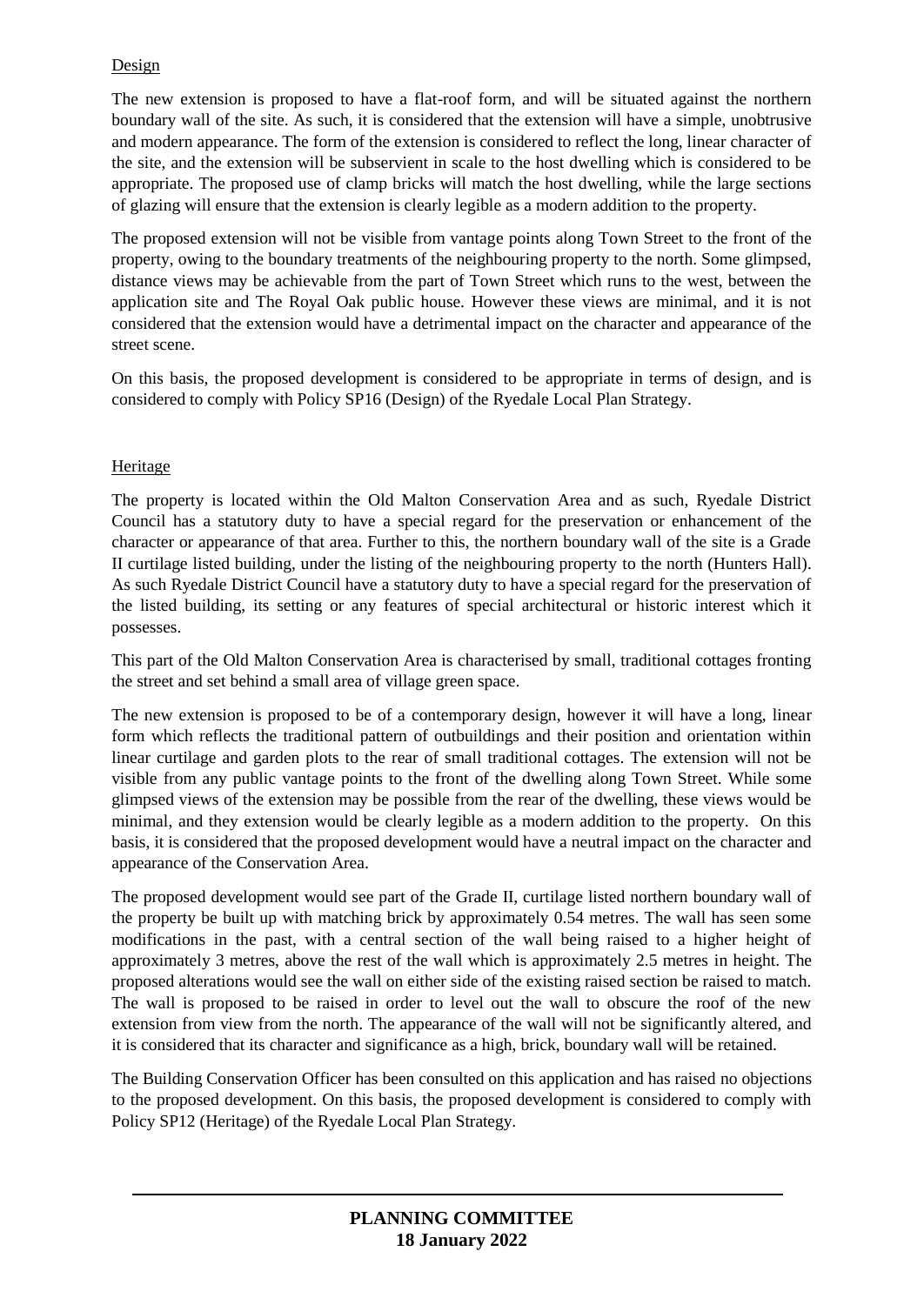Design

The new extension is proposed to have a flat-roof form, and will be situated against the northern boundary wall of the site. As such, it is considered that the extension will have a simple, unobtrusive and modern appearance. The form of the extension is considered to reflect the long, linear character of the site, and the extension will be subservient in scale to the host dwelling which is considered to be appropriate. The proposed use of clamp bricks will match the host dwelling, while the large sections of glazing will ensure that the extension is clearly legible as a modern addition to the property.

The proposed extension will not be visible from vantage points along Town Street to the front of the property, owing to the boundary treatments of the neighbouring property to the north. Some glimpsed, distance views may be achievable from the part of Town Street which runs to the west, between the application site and The Royal Oak public house. However these views are minimal, and it is not considered that the extension would have a detrimental impact on the character and appearance of the street scene.

On this basis, the proposed development is considered to be appropriate in terms of design, and is considered to comply with Policy SP16 (Design) of the Ryedale Local Plan Strategy.

Heritage

The property is located within the Old Malton Conservation Area and as such, Ryedale District Council has a statutory duty to have a special regard for the preservation or enhancement of the character or appearance of that area. Further to this, the northern boundary wall of the site is a Grade II curtilage listed building, under the listing of the neighbouring property to the north (Hunters Hall). As such Ryedale District Council have a statutory duty to have a special regard for the preservation of the listed building, its setting or any features of special architectural or historic interest which it possesses.

This part of the Old Malton Conservation Area is characterised by small, traditional cottages fronting the street and set behind a small area of village green space.

The new extension is proposed to be of a contemporary design, however it will have a long, linear form which reflects the traditional pattern of outbuildings and their position and orientation within linear curtilage and garden plots to the rear of small traditional cottages. The extension will not be visible from any public vantage points to the front of the dwelling along Town Street. While some glimpsed views of the extension may be possible from the rear of the dwelling, these views would be minimal, and they extension would be clearly legible as a modern addition to the property. On this basis, it is considered that the proposed development would have a neutral impact on the character and appearance of the Conservation Area.

The proposed development would see part of the Grade II, curtilage listed northern boundary wall of the property be built up with matching brick by approximately 0.54 metres. The wall has seen some modifications in the past, with a central section of the wall being raised to a higher height of approximately 3 metres, above the rest of the wall which is approximately 2.5 metres in height. The proposed alterations would see the wall on either side of the existing raised section be raised to match. The wall is proposed to be raised in order to level out the wall to obscure the roof of the new extension from view from the north. The appearance of the wall will not be significantly altered, and it is considered that its character and significance as a high, brick, boundary wall will be retained.

The Building Conservation Officer has been consulted on this application and has raised no objections to the proposed development. On this basis, the proposed development is considered to comply with Policy SP12 (Heritage) of the Ryedale Local Plan Strategy.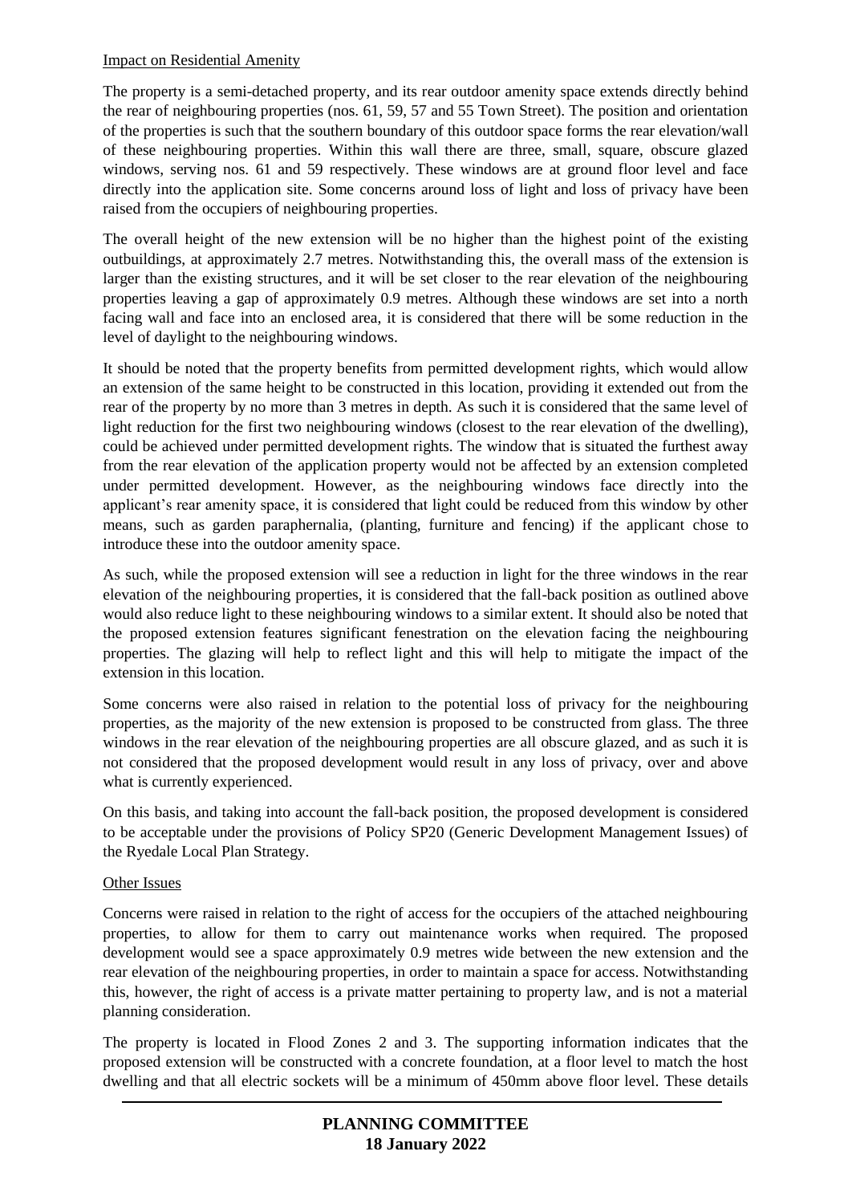Impact on Residential Amenity

The property is a semi-detached property, and its rear outdoor amenity space extends directly behind the rear of neighbouring properties (nos. 61, 59, 57 and 55 Town Street). The position and orientation of the properties is such that the southern boundary of this outdoor space forms the rear elevation/wall of these neighbouring properties. Within this wall there are three, small, square, obscure glazed windows, serving nos. 61 and 59 respectively. These windows are at ground floor level and face directly into the application site. Some concerns around loss of light and loss of privacy have been raised from the occupiers of neighbouring properties.

The overall height of the new extension will be no higher than the highest point of the existing outbuildings, at approximately 2.7 metres. Notwithstanding this, the overall mass of the extension is larger than the existing structures, and it will be set closer to the rear elevation of the neighbouring properties leaving a gap of approximately 0.9 metres. Although these windows are set into a north facing wall and face into an enclosed area, it is considered that there will be some reduction in the level of daylight to the neighbouring windows.

It should be noted that the property benefits from permitted development rights, which would allow an extension of the same height to be constructed in this location, providing it extended out from the rear of the property by no more than 3 metres in depth. As such it is considered that the same level of light reduction for the first two neighbouring windows (closest to the rear elevation of the dwelling), could be achieved under permitted development rights. The window that is situated the furthest away from the rear elevation of the application property would not be affected by an extension completed under permitted development. However, as the neighbouring windows face directly into the applicant's rear amenity space, it is considered that light could be reduced from this window by other means, such as garden paraphernalia, (planting, furniture and fencing) if the applicant chose to introduce these into the outdoor amenity space.

As such, while the proposed extension will see a reduction in light for the three windows in the rear elevation of the neighbouring properties, it is considered that the fall-back position as outlined above would also reduce light to these neighbouring windows to a similar extent. It should also be noted that the proposed extension features significant fenestration on the elevation facing the neighbouring properties. The glazing will help to reflect light and this will help to mitigate the impact of the extension in this location.

Some concerns were also raised in relation to the potential loss of privacy for the neighbouring properties, as the majority of the new extension is proposed to be constructed from glass. The three windows in the rear elevation of the neighbouring properties are all obscure glazed, and as such it is not considered that the proposed development would result in any loss of privacy, over and above what is currently experienced.

On this basis, and taking into account the fall-back position, the proposed development is considered to be acceptable under the provisions of Policy SP20 (Generic Development Management Issues) of the Ryedale Local Plan Strategy.

Other Issues

Concerns were raised in relation to the right of access for the occupiers of the attached neighbouring properties, to allow for them to carry out maintenance works when required. The proposed development would see a space approximately 0.9 metres wide between the new extension and the rear elevation of the neighbouring properties, in order to maintain a space for access. Notwithstanding this, however, the right of access is a private matter pertaining to property law, and is not a material planning consideration.

The property is located in Flood Zones 2 and 3. The supporting information indicates that the proposed extension will be constructed with a concrete foundation, at a floor level to match the host dwelling and that all electric sockets will be a minimum of 450mm above floor level. These details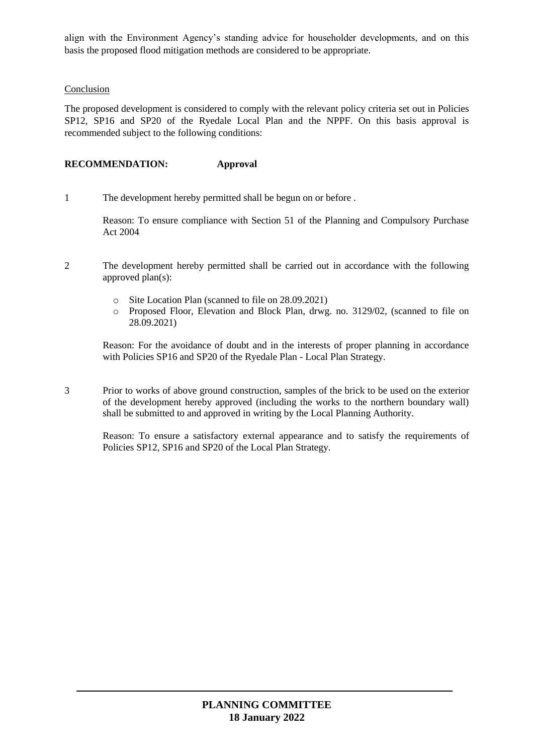align with the Environment Agency's standing advice for householder developments, and on this basis the proposed flood mitigation methods are considered to be appropriate.

Conclusion

The proposed development is considered to comply with the relevant policy criteria set out in Policies SP12, SP16 and SP20 of the Ryedale Local Plan and the NPPF. On this basis approval is recommended subject to the following conditions:

**RECOMMENDATION: Approval**

1 The development hereby permitted shall be begun on or before .

Reason: To ensure compliance with Section 51 of the Planning and Compulsory Purchase Act 2004

2 The development hereby permitted shall be carried out in accordance with the following approved plan(s):

- Site Location Plan (scanned to file on 28.09.2021)
- Proposed Floor, Elevation and Block Plan, drwg. no. 3129/02, (scanned to file on 28.09.2021)

Reason: For the avoidance of doubt and in the interests of proper planning in accordance with Policies SP16 and SP20 of the Ryedale Plan - Local Plan Strategy.

3 Prior to works of above ground construction, samples of the brick to be used on the exterior of the development hereby approved (including the works to the northern boundary wall) shall be submitted to and approved in writing by the Local Planning Authority.

Reason: To ensure a satisfactory external appearance and to satisfy the requirements of Policies SP12, SP16 and SP20 of the Local Plan Strategy.